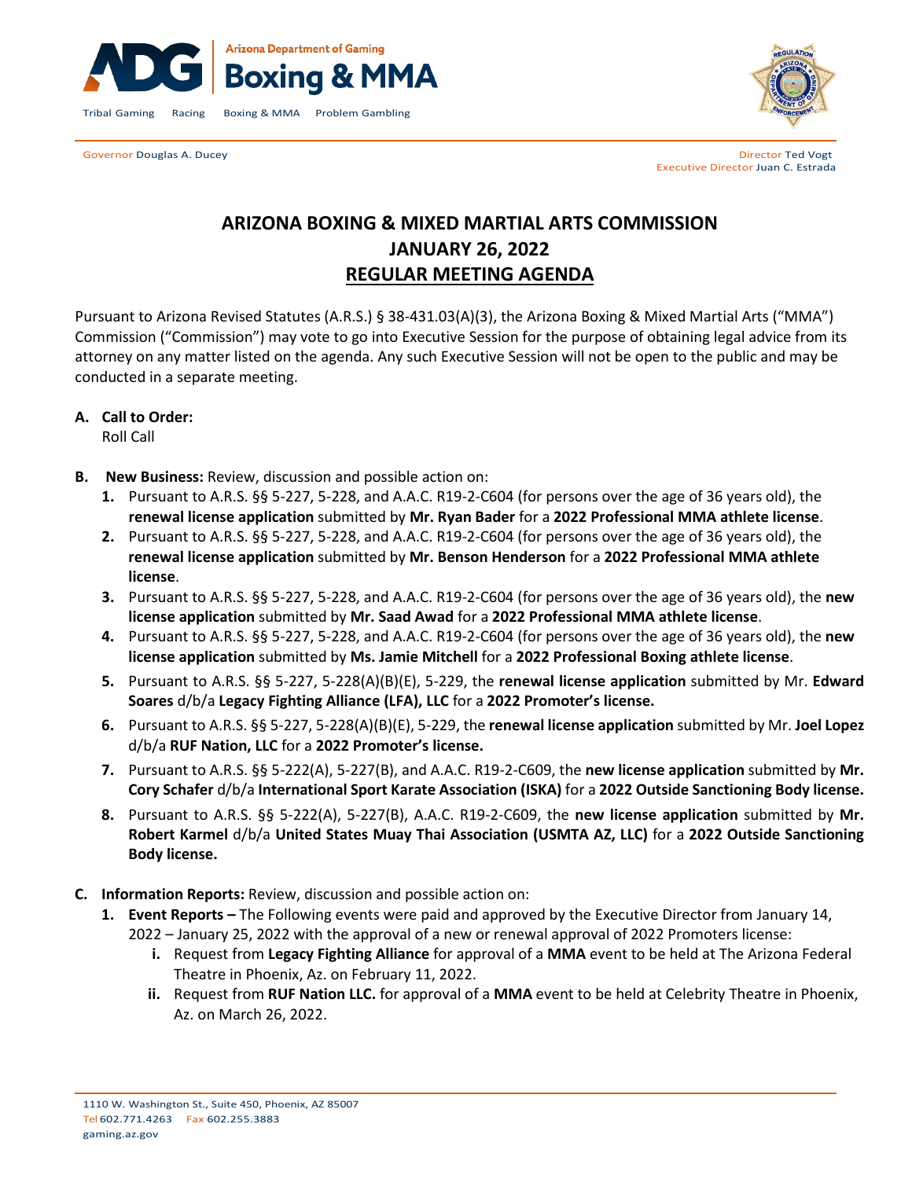Arizona Department of Gaming
**Boxing & MMA**

Tribal Gaming Racing Boxing & MMA Problem Gambling

Governor Douglas A. Ducey

Director Ted Vogt
Executive Director Juan C. Estrada

# ARIZONA BOXING & MIXED MARTIAL ARTS COMMISSION
# JANUARY 26, 2022
# REGULAR MEETING AGENDA

Pursuant to Arizona Revised Statutes (A.R.S.) § 38-431.03(A)(3), the Arizona Boxing & Mixed Martial Arts ("MMA") Commission ("Commission") may vote to go into Executive Session for the purpose of obtaining legal advice from its attorney on any matter listed on the agenda. Any such Executive Session will not be open to the public and may be conducted in a separate meeting.

**A. Call to Order:**
Roll Call

**B. New Business:** Review, discussion and possible action on:

1. Pursuant to A.R.S. §§ 5-227, 5-228, and A.A.C. R19-2-C604 (for persons over the age of 36 years old), the **renewal license application** submitted by **Mr. Ryan Bader** for a **2022 Professional MMA athlete license**.
2. Pursuant to A.R.S. §§ 5-227, 5-228, and A.A.C. R19-2-C604 (for persons over the age of 36 years old), the **renewal license application** submitted by **Mr. Benson Henderson** for a **2022 Professional MMA athlete license**.
3. Pursuant to A.R.S. §§ 5-227, 5-228, and A.A.C. R19-2-C604 (for persons over the age of 36 years old), the **new license application** submitted by **Mr. Saad Awad** for a **2022 Professional MMA athlete license**.
4. Pursuant to A.R.S. §§ 5-227, 5-228, and A.A.C. R19-2-C604 (for persons over the age of 36 years old), the **new license application** submitted by **Ms. Jamie Mitchell** for a **2022 Professional Boxing athlete license**.
5. Pursuant to A.R.S. §§ 5-227, 5-228(A)(B)(E), 5-229, the **renewal license application** submitted by Mr. **Edward Soares** d/b/a **Legacy Fighting Alliance (LFA), LLC** for a **2022 Promoter's license.**
6. Pursuant to A.R.S. §§ 5-227, 5-228(A)(B)(E), 5-229, the **renewal license application** submitted by Mr. **Joel Lopez** d/b/a **RUF Nation, LLC** for a **2022 Promoter's license.**
7. Pursuant to A.R.S. §§ 5-222(A), 5-227(B), and A.A.C. R19-2-C609, the **new license application** submitted by **Mr. Cory Schafer** d/b/a **International Sport Karate Association (ISKA)** for a **2022 Outside Sanctioning Body license.**
8. Pursuant to A.R.S. §§ 5-222(A), 5-227(B), A.A.C. R19-2-C609, the **new license application** submitted by **Mr. Robert Karmel** d/b/a **United States Muay Thai Association (USMTA AZ, LLC)** for a **2022 Outside Sanctioning Body license.**

**C. Information Reports:** Review, discussion and possible action on:

1. **Event Reports –** The Following events were paid and approved by the Executive Director from January 14, 2022 – January 25, 2022 with the approval of a new or renewal approval of 2022 Promoters license:
   - **i.** Request from **Legacy Fighting Alliance** for approval of a **MMA** event to be held at The Arizona Federal Theatre in Phoenix, Az. on February 11, 2022.
   - **ii.** Request from **RUF Nation LLC.** for approval of a **MMA** event to be held at Celebrity Theatre in Phoenix, Az. on March 26, 2022.

1110 W. Washington St., Suite 450, Phoenix, AZ 85007
Tel 602.771.4263 Fax 602.255.3883
gaming.az.gov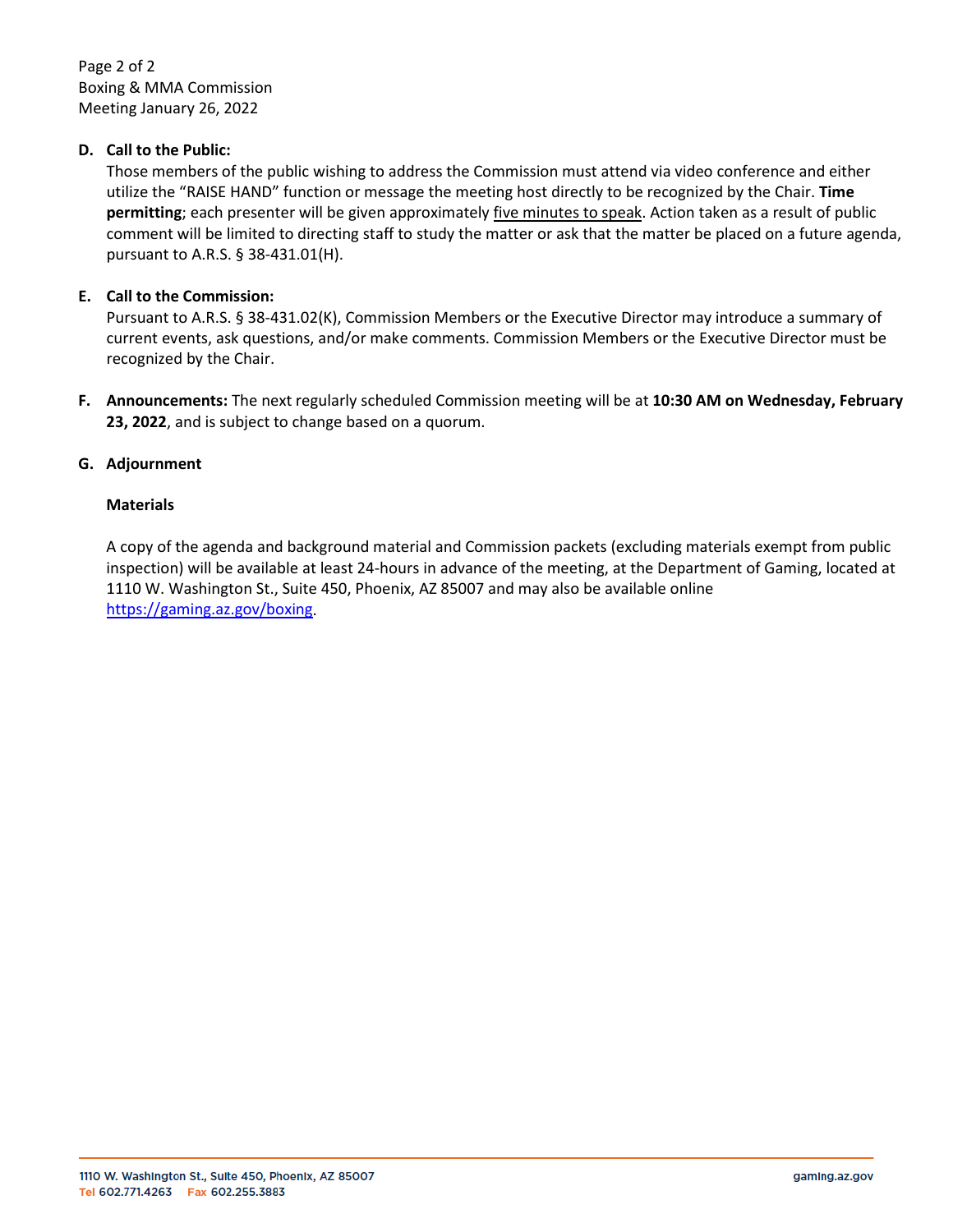**D. Call to the Public:**

Those members of the public wishing to address the Commission must attend via video conference and either utilize the "RAISE HAND" function or message the meeting host directly to be recognized by the Chair. **Time permitting**; each presenter will be given approximately five minutes to speak. Action taken as a result of public comment will be limited to directing staff to study the matter or ask that the matter be placed on a future agenda, pursuant to A.R.S. § 38-431.01(H).

**E. Call to the Commission:**

Pursuant to A.R.S. § 38-431.02(K), Commission Members or the Executive Director may introduce a summary of current events, ask questions, and/or make comments. Commission Members or the Executive Director must be recognized by the Chair.

**F. Announcements:** The next regularly scheduled Commission meeting will be at **10:30 AM on Wednesday, February 23, 2022**, and is subject to change based on a quorum.

**G. Adjournment**

**Materials**

A copy of the agenda and background material and Commission packets (excluding materials exempt from public inspection) will be available at least 24-hours in advance of the meeting, at the Department of Gaming, located at 1110 W. Washington St., Suite 450, Phoenix, AZ 85007 and may also be available online https://gaming.az.gov/boxing.